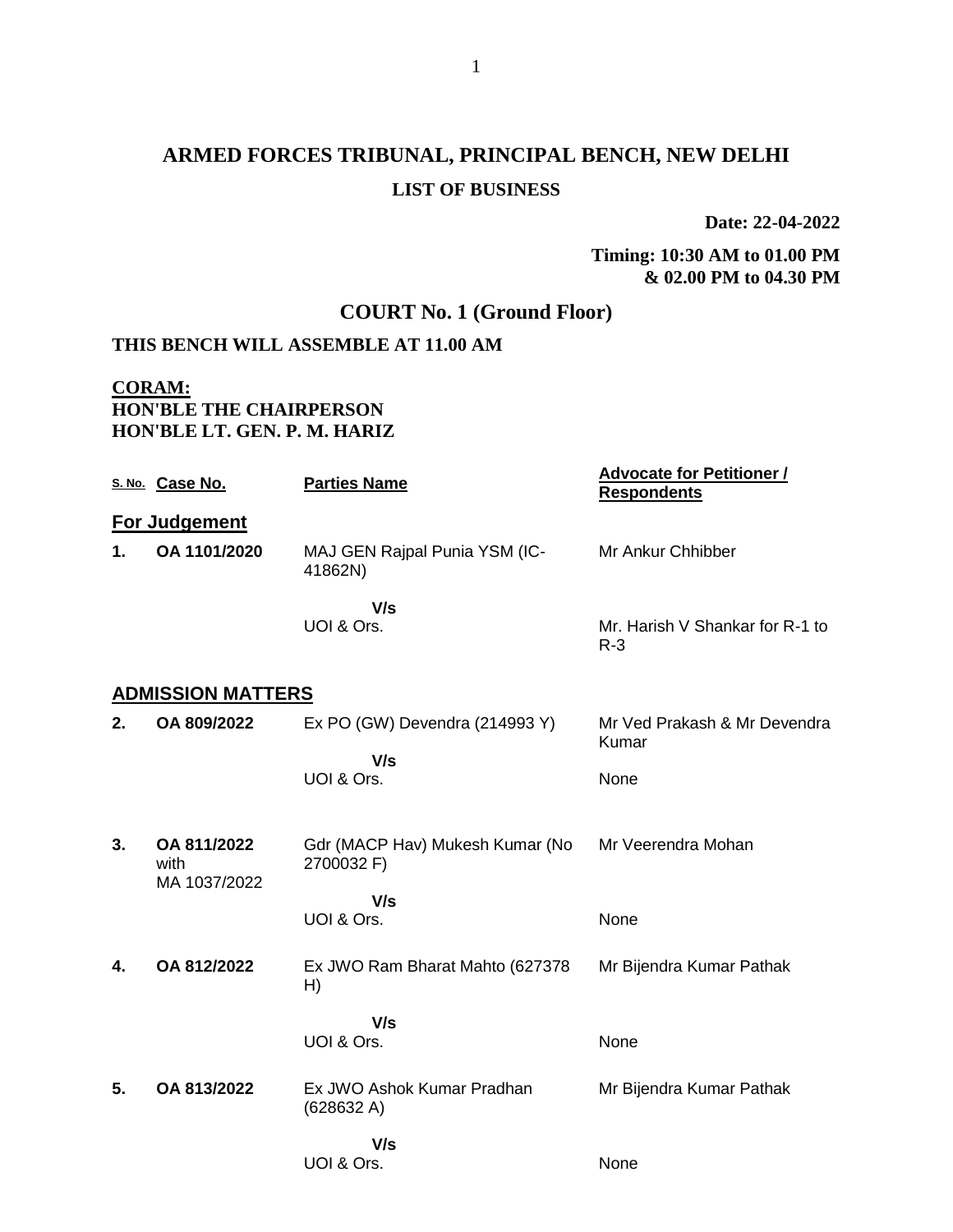# ARMED FORCES TRIBUNAL, PRINCIPAL BENCH, NEW DELHI

## LIST OF BUSINESS

**Date: 22-04-2022**

**Timing: 10:30 AM to 01.00 PM & 02.00 PM to 04.30 PM**

## COURT No. 1 (Ground Floor)

**THIS BENCH WILL ASSEMBLE AT 11.00 AM**

**CORAM:**
**HON'BLE THE CHAIRPERSON**
**HON'BLE LT. GEN. P. M. HARIZ**

| S. No. | Case No. | Parties Name | Advocate for Petitioner / Respondents |
|---|---|---|---|
| **For Judgement** | | | |
| **1.** | **OA 1101/2020** | MAJ GEN Rajpal Punia YSM (IC-41862N) | Mr Ankur Chhibber |
| | | V/s | |
| | | UOI & Ors. | Mr. Harish V Shankar for R-1 to R-3 |
| **ADMISSION MATTERS** | | | |
| **2.** | **OA 809/2022** | Ex PO (GW) Devendra (214993 Y) | Mr Ved Prakash & Mr Devendra Kumar |
| | | V/s | |
| | | UOI & Ors. | None |
| **3.** | **OA 811/2022** with MA 1037/2022 | Gdr (MACP Hav) Mukesh Kumar (No 2700032 F) | Mr Veerendra Mohan |
| | | V/s | |
| | | UOI & Ors. | None |
| **4.** | **OA 812/2022** | Ex JWO Ram Bharat Mahto (627378 H) | Mr Bijendra Kumar Pathak |
| | | V/s | |
| | | UOI & Ors. | None |
| **5.** | **OA 813/2022** | Ex JWO Ashok Kumar Pradhan (628632 A) | Mr Bijendra Kumar Pathak |
| | | V/s | |
| | | UOI & Ors. | None |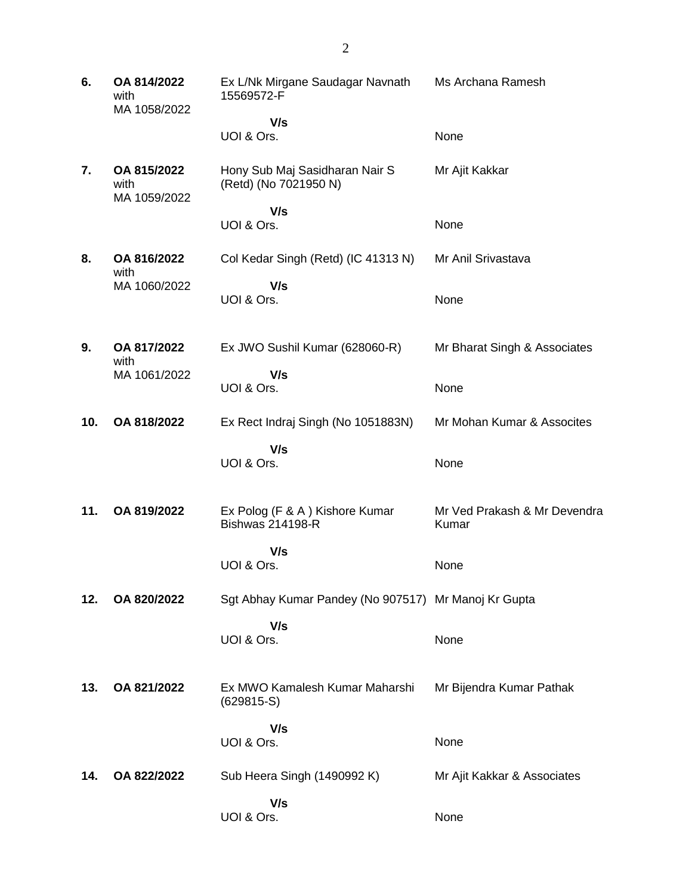| | | | |
|---|---|---|---|
| **6.** | **OA 814/2022** with MA 1058/2022 | Ex L/Nk Mirgane Saudagar Navnath 15569572-F<br>**V/s**<br>UOI & Ors. | Ms Archana Ramesh<br><br>None |
| **7.** | **OA 815/2022** with MA 1059/2022 | Hony Sub Maj Sasidharan Nair S (Retd) (No 7021950 N)<br>**V/s**<br>UOI & Ors. | Mr Ajit Kakkar<br><br>None |
| **8.** | **OA 816/2022** with MA 1060/2022 | Col Kedar Singh (Retd) (IC 41313 N)<br>**V/s**<br>UOI & Ors. | Mr Anil Srivastava<br><br>None |
| **9.** | **OA 817/2022** with MA 1061/2022 | Ex JWO Sushil Kumar (628060-R)<br>**V/s**<br>UOI & Ors. | Mr Bharat Singh & Associates<br><br>None |
| **10.** | **OA 818/2022** | Ex Rect Indraj Singh (No 1051883N)<br>**V/s**<br>UOI & Ors. | Mr Mohan Kumar & Assocites<br><br>None |
| **11.** | **OA 819/2022** | Ex Polog (F & A ) Kishore Kumar Bishwas 214198-R<br>**V/s**<br>UOI & Ors. | Mr Ved Prakash & Mr Devendra Kumar<br><br>None |
| **12.** | **OA 820/2022** | Sgt Abhay Kumar Pandey (No 907517)<br>**V/s**<br>UOI & Ors. | Mr Manoj Kr Gupta<br><br>None |
| **13.** | **OA 821/2022** | Ex MWO Kamalesh Kumar Maharshi (629815-S)<br>**V/s**<br>UOI & Ors. | Mr Bijendra Kumar Pathak<br><br>None |
| **14.** | **OA 822/2022** | Sub Heera Singh (1490992 K)<br>**V/s**<br>UOI & Ors. | Mr Ajit Kakkar & Associates<br><br>None |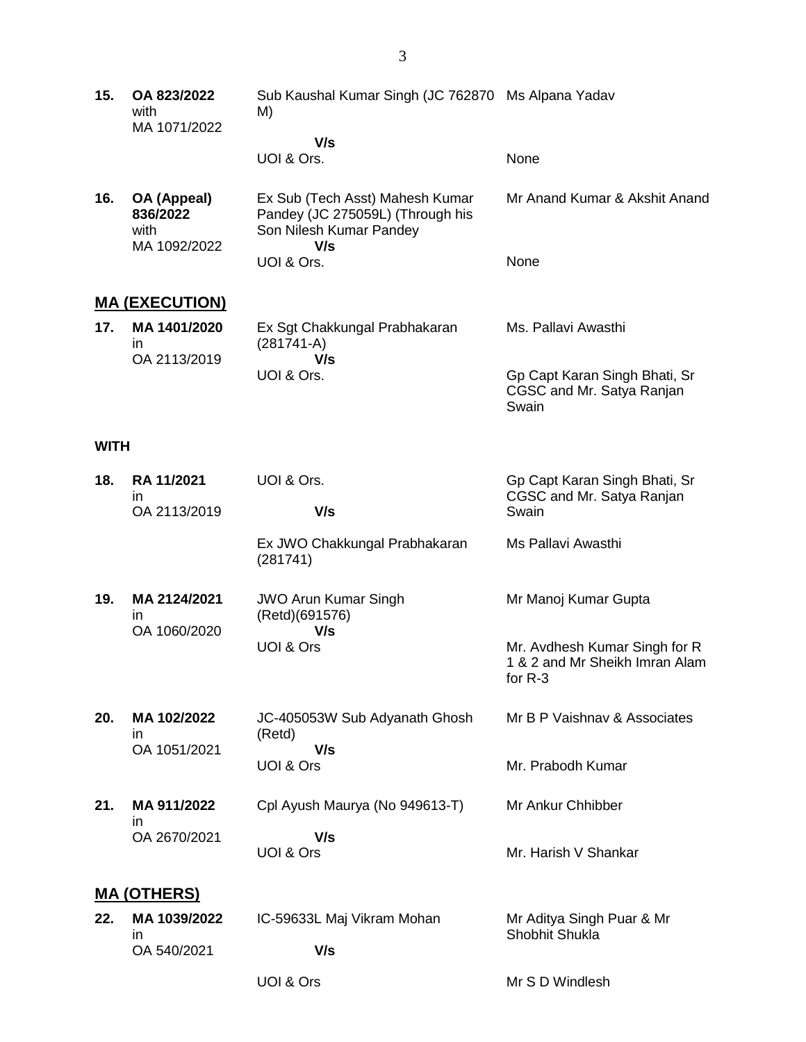| No. | Case | Parties | Counsel |
|---|---|---|---|
| **15.** | **OA 823/2022** with MA 1071/2022 | Sub Kaushal Kumar Singh (JC 762870 M) | Ms Alpana Yadav |
| | | **V/s** | |
| | | UOI & Ors. | None |
| **16.** | **OA (Appeal) 836/2022** with MA 1092/2022 | Ex Sub (Tech Asst) Mahesh Kumar Pandey (JC 275059L) (Through his Son Nilesh Kumar Pandey | Mr Anand Kumar & Akshit Anand |
| | | **V/s** | |
| | | UOI & Ors. | None |

## MA (EXECUTION)

| No. | Case | Parties | Counsel |
|---|---|---|---|
| **17.** | **MA 1401/2020** in OA 2113/2019 | Ex Sgt Chakkungal Prabhakaran (281741-A) | Ms. Pallavi Awasthi |
| | | **V/s** | |
| | | UOI & Ors. | Gp Capt Karan Singh Bhati, Sr CGSC and Mr. Satya Ranjan Swain |

**WITH**

| No. | Case | Parties | Counsel |
|---|---|---|---|
| **18.** | **RA 11/2021** in OA 2113/2019 | UOI & Ors. | Gp Capt Karan Singh Bhati, Sr CGSC and Mr. Satya Ranjan Swain |
| | | **V/s** | |
| | | Ex JWO Chakkungal Prabhakaran (281741) | Ms Pallavi Awasthi |
| **19.** | **MA 2124/2021** in OA 1060/2020 | JWO Arun Kumar Singh (Retd)(691576) | Mr Manoj Kumar Gupta |
| | | **V/s** | |
| | | UOI & Ors | Mr. Avdhesh Kumar Singh for R 1 & 2 and Mr Sheikh Imran Alam for R-3 |
| **20.** | **MA 102/2022** in OA 1051/2021 | JC-405053W Sub Adyanath Ghosh (Retd) | Mr B P Vaishnav & Associates |
| | | **V/s** | |
| | | UOI & Ors | Mr. Prabodh Kumar |
| **21.** | **MA 911/2022** in OA 2670/2021 | Cpl Ayush Maurya (No 949613-T) | Mr Ankur Chhibber |
| | | **V/s** | |
| | | UOI & Ors | Mr. Harish V Shankar |

## MA (OTHERS)

| No. | Case | Parties | Counsel |
|---|---|---|---|
| **22.** | **MA 1039/2022** in OA 540/2021 | IC-59633L Maj Vikram Mohan | Mr Aditya Singh Puar & Mr Shobhit Shukla |
| | | **V/s** | |
| | | UOI & Ors | Mr S D Windlesh |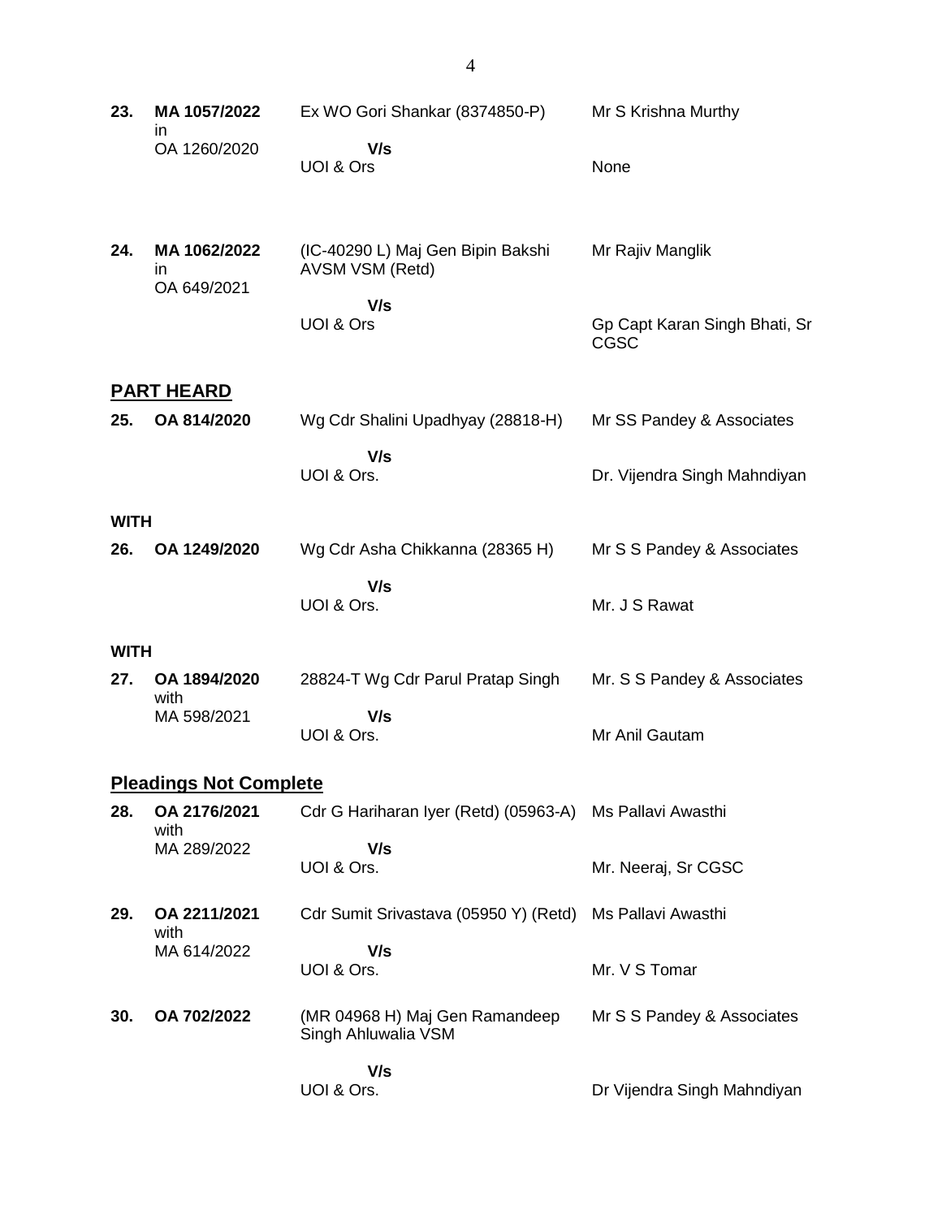| | | | |
|---|---|---|---|
| **23.** | **MA 1057/2022** in OA 1260/2020 | Ex WO Gori Shankar (8374850-P)<br>**V/s**<br>UOI & Ors | Mr S Krishna Murthy<br><br>None |
| **24.** | **MA 1062/2022** in OA 649/2021 | (IC-40290 L) Maj Gen Bipin Bakshi AVSM VSM (Retd)<br>**V/s**<br>UOI & Ors | Mr Rajiv Manglik<br><br>Gp Capt Karan Singh Bhati, Sr CGSC |

## PART HEARD

| | | | |
|---|---|---|---|
| **25.** | **OA 814/2020** | Wg Cdr Shalini Upadhyay (28818-H)<br>**V/s**<br>UOI & Ors. | Mr SS Pandey & Associates<br><br>Dr. Vijendra Singh Mahndiyan |

**WITH**

| | | | |
|---|---|---|---|
| **26.** | **OA 1249/2020** | Wg Cdr Asha Chikkanna (28365 H)<br>**V/s**<br>UOI & Ors. | Mr S S Pandey & Associates<br><br>Mr. J S Rawat |

**WITH**

| | | | |
|---|---|---|---|
| **27.** | **OA 1894/2020** with MA 598/2021 | 28824-T Wg Cdr Parul Pratap Singh<br>**V/s**<br>UOI & Ors. | Mr. S S Pandey & Associates<br><br>Mr Anil Gautam |

## Pleadings Not Complete

| | | | |
|---|---|---|---|
| **28.** | **OA 2176/2021** with MA 289/2022 | Cdr G Hariharan Iyer (Retd) (05963-A)<br>**V/s**<br>UOI & Ors. | Ms Pallavi Awasthi<br><br>Mr. Neeraj, Sr CGSC |
| **29.** | **OA 2211/2021** with MA 614/2022 | Cdr Sumit Srivastava (05950 Y) (Retd)<br>**V/s**<br>UOI & Ors. | Ms Pallavi Awasthi<br><br>Mr. V S Tomar |
| **30.** | **OA 702/2022** | (MR 04968 H) Maj Gen Ramandeep Singh Ahluwalia VSM<br>**V/s**<br>UOI & Ors. | Mr S S Pandey & Associates<br><br>Dr Vijendra Singh Mahndiyan |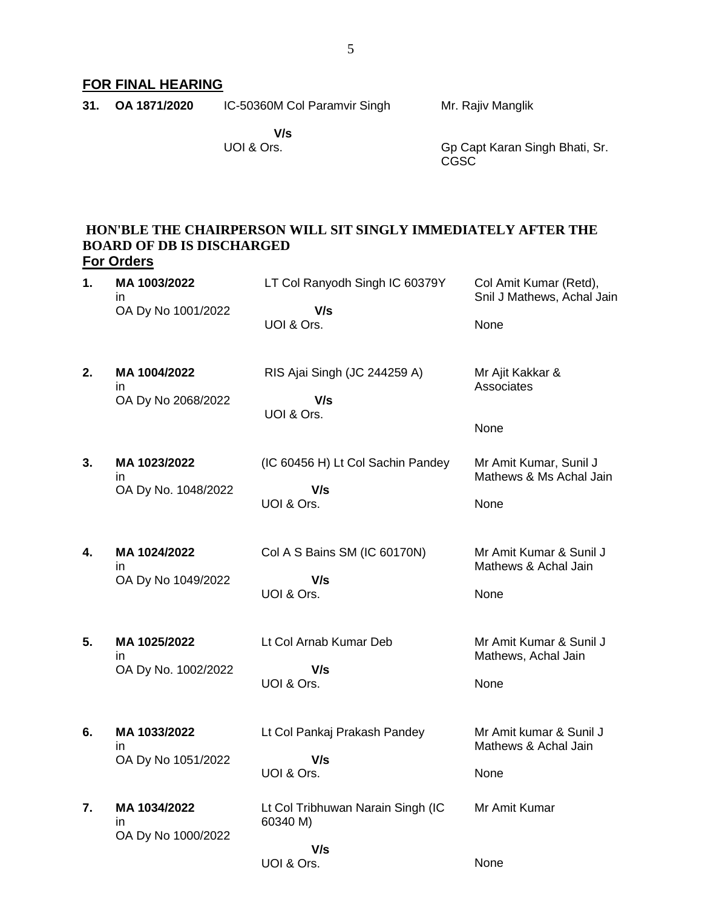## FOR FINAL HEARING

| | | | |
|---|---|---|---|
| **31.** | **OA 1871/2020** | IC-50360M Col Paramvir Singh<br><br>**V/s**<br>UOI & Ors. | Mr. Rajiv Manglik<br><br><br>Gp Capt Karan Singh Bhati, Sr. CGSC |

## HON'BLE THE CHAIRPERSON WILL SIT SINGLY IMMEDIATELY AFTER THE BOARD OF DB IS DISCHARGED

**For Orders**

| | | | |
|---|---|---|---|
| **1.** | **MA 1003/2022**<br>in<br>OA Dy No 1001/2022 | LT Col Ranyodh Singh IC 60379Y<br><br>**V/s**<br>UOI & Ors. | Col Amit Kumar (Retd), Snil J Mathews, Achal Jain<br><br>None |
| **2.** | **MA 1004/2022**<br>in<br>OA Dy No 2068/2022 | RIS Ajai Singh (JC 244259 A)<br><br>**V/s**<br>UOI & Ors. | Mr Ajit Kakkar & Associates<br><br>None |
| **3.** | **MA 1023/2022**<br>in<br>OA Dy No. 1048/2022 | (IC 60456 H) Lt Col Sachin Pandey<br><br>**V/s**<br>UOI & Ors. | Mr Amit Kumar, Sunil J Mathews & Ms Achal Jain<br><br>None |
| **4.** | **MA 1024/2022**<br>in<br>OA Dy No 1049/2022 | Col A S Bains SM (IC 60170N)<br><br>**V/s**<br>UOI & Ors. | Mr Amit Kumar & Sunil J Mathews & Achal Jain<br><br>None |
| **5.** | **MA 1025/2022**<br>in<br>OA Dy No. 1002/2022 | Lt Col Arnab Kumar Deb<br><br>**V/s**<br>UOI & Ors. | Mr Amit Kumar & Sunil J Mathews, Achal Jain<br><br>None |
| **6.** | **MA 1033/2022**<br>in<br>OA Dy No 1051/2022 | Lt Col Pankaj Prakash Pandey<br><br>**V/s**<br>UOI & Ors. | Mr Amit kumar & Sunil J Mathews & Achal Jain<br><br>None |
| **7.** | **MA 1034/2022**<br>in<br>OA Dy No 1000/2022 | Lt Col Tribhuwan Narain Singh (IC 60340 M)<br><br>**V/s**<br>UOI & Ors. | Mr Amit Kumar<br><br><br>None |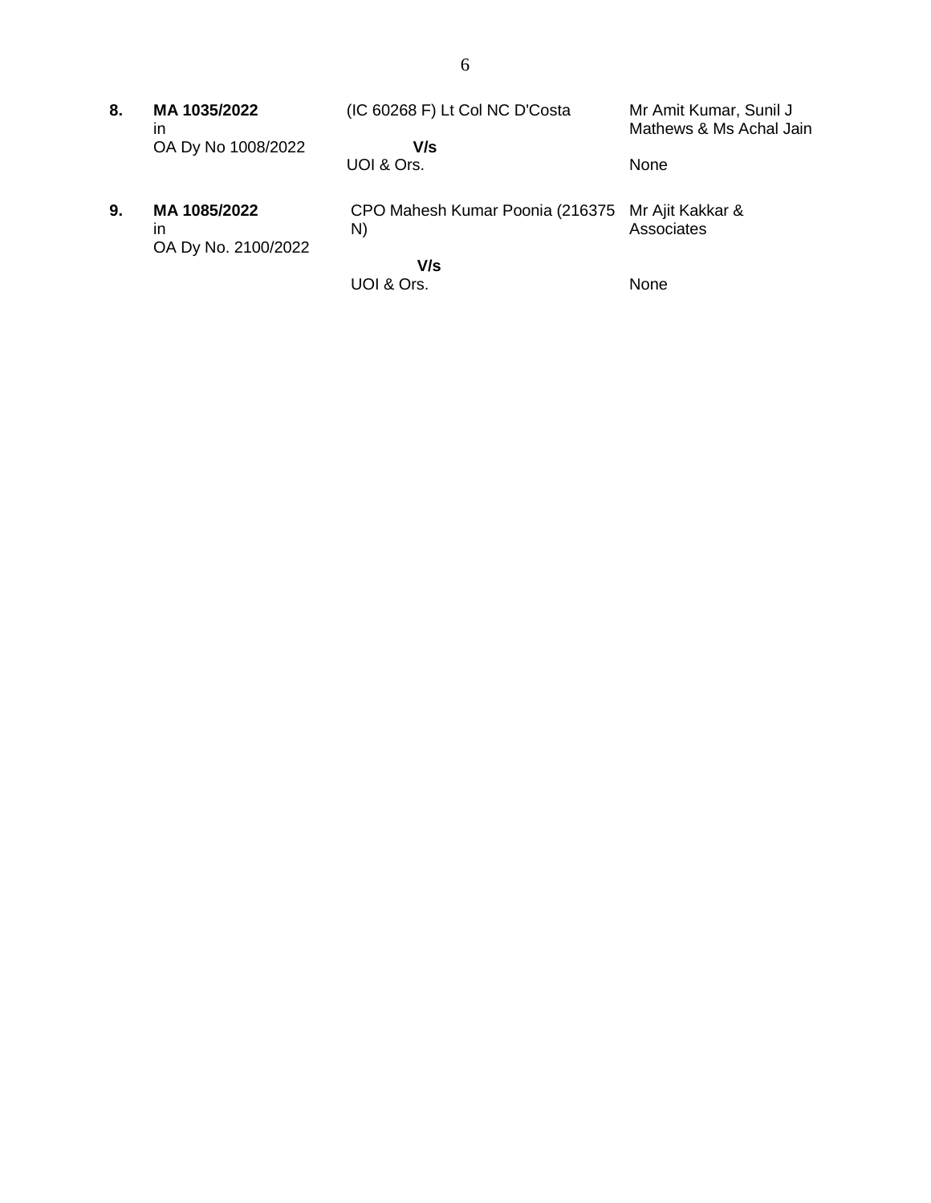| | | | |
|---|---|---|---|
| **8.** | **MA 1035/2022** in OA Dy No 1008/2022 | (IC 60268 F) Lt Col NC D'Costa<br>**V/s**<br>UOI & Ors. | Mr Amit Kumar, Sunil J Mathews & Ms Achal Jain<br><br>None |
| **9.** | **MA 1085/2022** in OA Dy No. 2100/2022 | CPO Mahesh Kumar Poonia (216375 N)<br>**V/s**<br>UOI & Ors. | Mr Ajit Kakkar & Associates<br><br>None |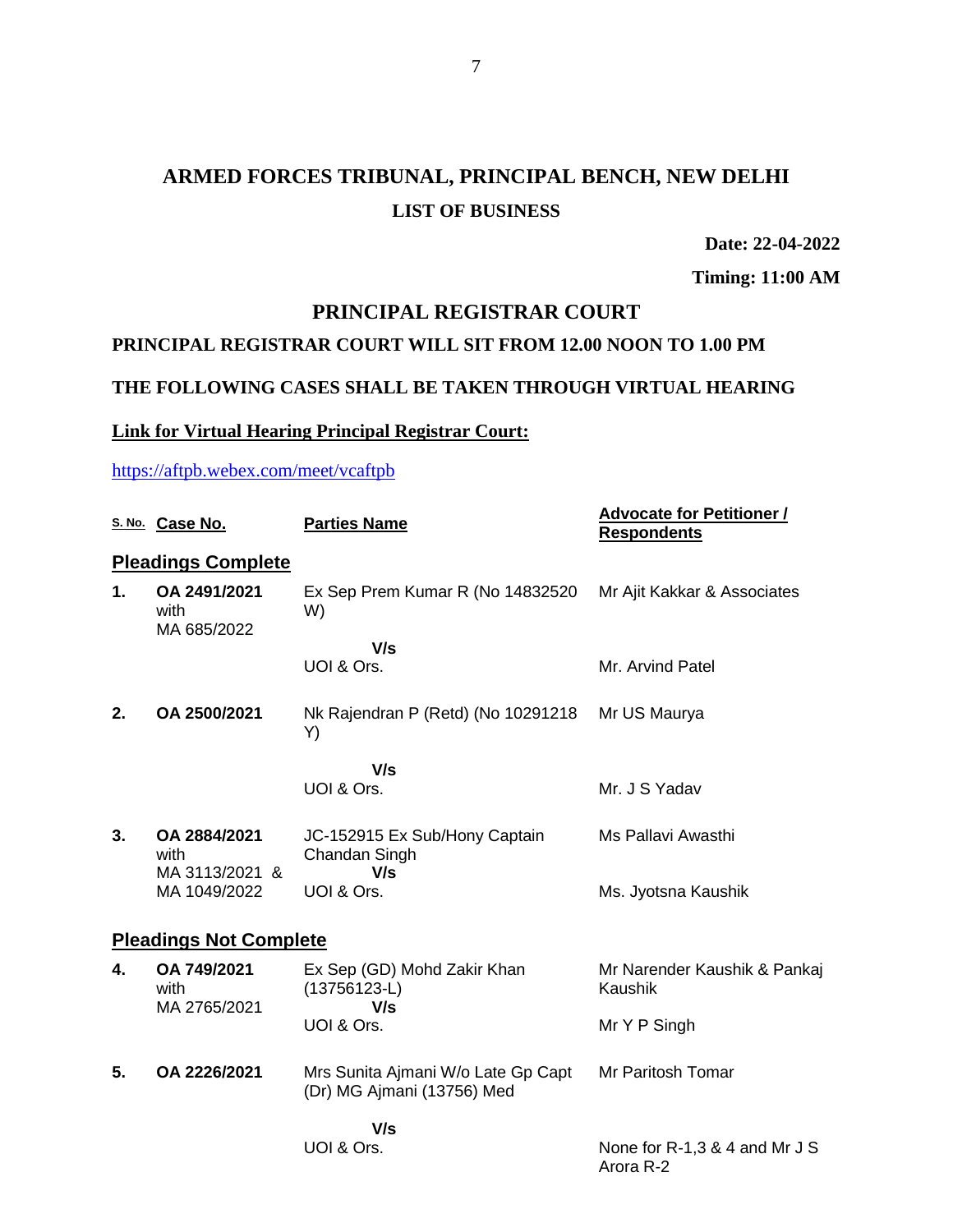# ARMED FORCES TRIBUNAL, PRINCIPAL BENCH, NEW DELHI

## LIST OF BUSINESS

**Date: 22-04-2022**

**Timing: 11:00 AM**

## PRINCIPAL REGISTRAR COURT

**PRINCIPAL REGISTRAR COURT WILL SIT FROM 12.00 NOON TO 1.00 PM**

**THE FOLLOWING CASES SHALL BE TAKEN THROUGH VIRTUAL HEARING**

**Link for Virtual Hearing Principal Registrar Court:**

https://aftpb.webex.com/meet/vcaftpb

| S. No. | Case No. | Parties Name | Advocate for Petitioner / Respondents |
|---|---|---|---|
| **Pleadings Complete** | | | |
| **1.** | **OA 2491/2021** with MA 685/2022 | Ex Sep Prem Kumar R (No 14832520 W) **V/s** UOI & Ors. | Mr Ajit Kakkar & Associates<br>Mr. Arvind Patel |
| **2.** | **OA 2500/2021** | Nk Rajendran P (Retd) (No 10291218 Y) **V/s** UOI & Ors. | Mr US Maurya<br>Mr. J S Yadav |
| **3.** | **OA 2884/2021** with MA 3113/2021 & MA 1049/2022 | JC-152915 Ex Sub/Hony Captain Chandan Singh **V/s** UOI & Ors. | Ms Pallavi Awasthi<br>Ms. Jyotsna Kaushik |
| **Pleadings Not Complete** | | | |
| **4.** | **OA 749/2021** with MA 2765/2021 | Ex Sep (GD) Mohd Zakir Khan (13756123-L) **V/s** UOI & Ors. | Mr Narender Kaushik & Pankaj Kaushik<br>Mr Y P Singh |
| **5.** | **OA 2226/2021** | Mrs Sunita Ajmani W/o Late Gp Capt (Dr) MG Ajmani (13756) Med **V/s** UOI & Ors. | Mr Paritosh Tomar<br>None for R-1,3 & 4 and Mr J S Arora R-2 |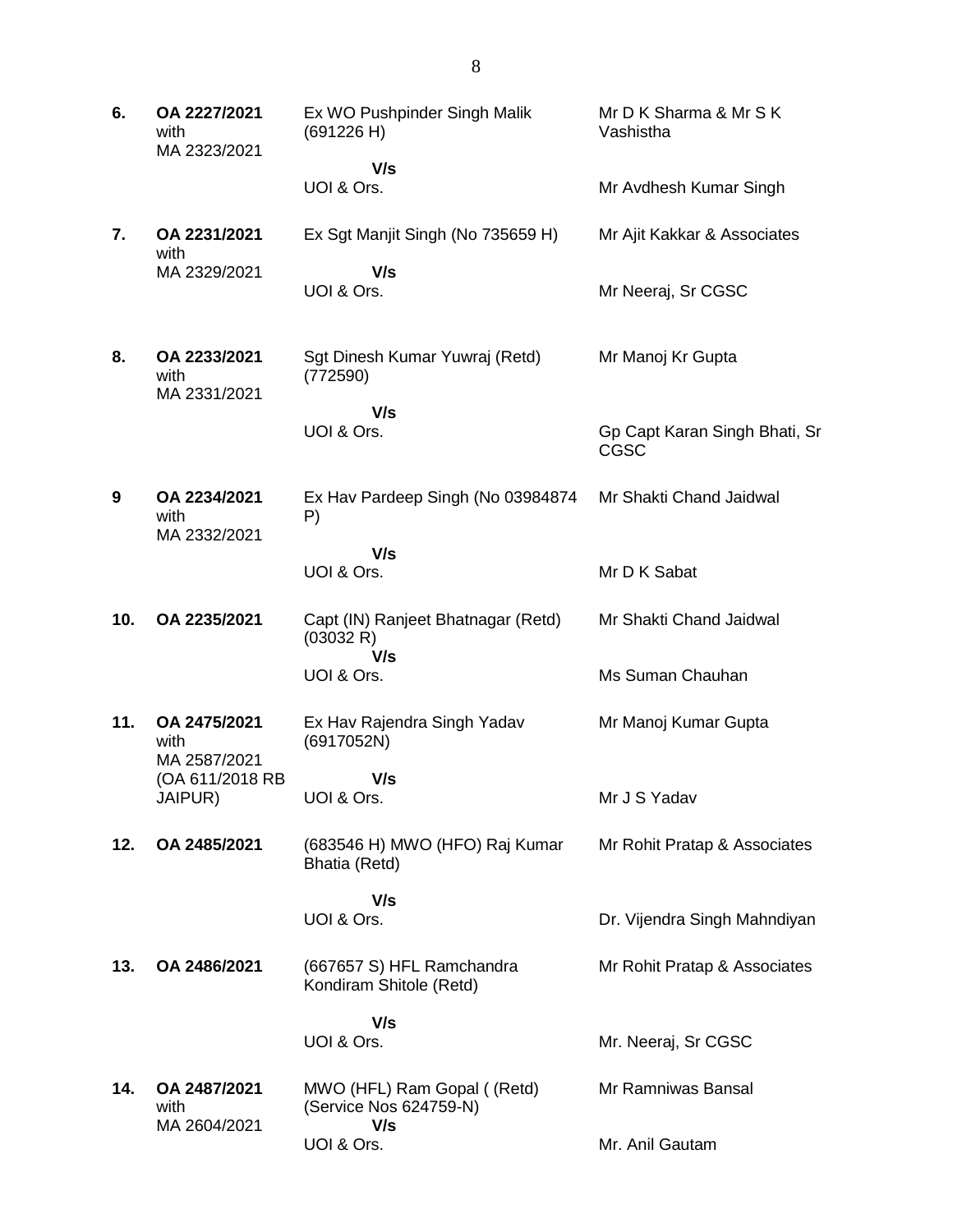| | | | |
|---|---|---|---|
| **6.** | **OA 2227/2021** with MA 2323/2021 | Ex WO Pushpinder Singh Malik (691226 H) **V/s** UOI & Ors. | Mr D K Sharma & Mr S K Vashistha<br><br>Mr Avdhesh Kumar Singh |
| **7.** | **OA 2231/2021** with MA 2329/2021 | Ex Sgt Manjit Singh (No 735659 H) **V/s** UOI & Ors. | Mr Ajit Kakkar & Associates<br><br>Mr Neeraj, Sr CGSC |
| **8.** | **OA 2233/2021** with MA 2331/2021 | Sgt Dinesh Kumar Yuwraj (Retd) (772590) **V/s** UOI & Ors. | Mr Manoj Kr Gupta<br><br>Gp Capt Karan Singh Bhati, Sr CGSC |
| **9** | **OA 2234/2021** with MA 2332/2021 | Ex Hav Pardeep Singh (No 03984874 P) **V/s** UOI & Ors. | Mr Shakti Chand Jaidwal<br><br>Mr D K Sabat |
| **10.** | **OA 2235/2021** | Capt (IN) Ranjeet Bhatnagar (Retd) (03032 R) **V/s** UOI & Ors. | Mr Shakti Chand Jaidwal<br><br>Ms Suman Chauhan |
| **11.** | **OA 2475/2021** with MA 2587/2021 (OA 611/2018 RB JAIPUR) | Ex Hav Rajendra Singh Yadav (6917052N) **V/s** UOI & Ors. | Mr Manoj Kumar Gupta<br><br>Mr J S Yadav |
| **12.** | **OA 2485/2021** | (683546 H) MWO (HFO) Raj Kumar Bhatia (Retd) **V/s** UOI & Ors. | Mr Rohit Pratap & Associates<br><br>Dr. Vijendra Singh Mahndiyan |
| **13.** | **OA 2486/2021** | (667657 S) HFL Ramchandra Kondiram Shitole (Retd) **V/s** UOI & Ors. | Mr Rohit Pratap & Associates<br><br>Mr. Neeraj, Sr CGSC |
| **14.** | **OA 2487/2021** with MA 2604/2021 | MWO (HFL) Ram Gopal ( (Retd) (Service Nos 624759-N) **V/s** UOI & Ors. | Mr Ramniwas Bansal<br><br>Mr. Anil Gautam |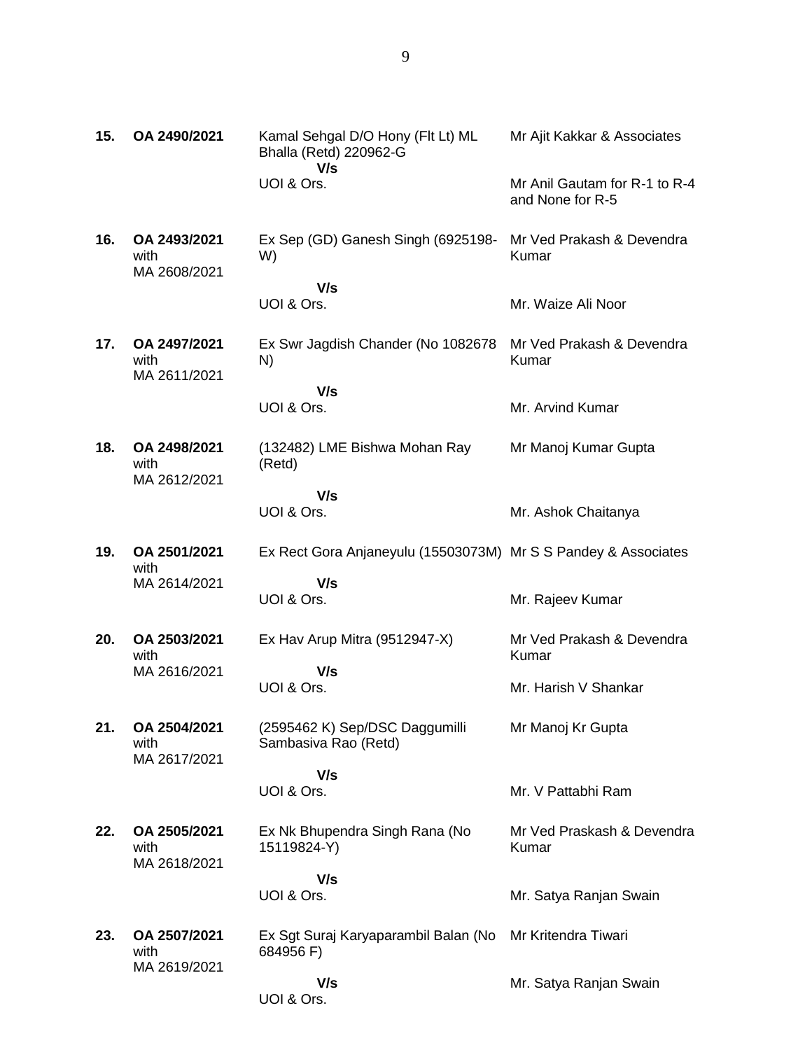| | | | |
|---|---|---|---|
| **15.** | **OA 2490/2021** | Kamal Sehgal D/O Hony (Flt Lt) ML Bhalla (Retd) 220962-G<br>**V/s**<br>UOI & Ors. | Mr Ajit Kakkar & Associates<br><br>Mr Anil Gautam for R-1 to R-4 and None for R-5 |
| **16.** | **OA 2493/2021** with MA 2608/2021 | Ex Sep (GD) Ganesh Singh (6925198-W)<br>**V/s**<br>UOI & Ors. | Mr Ved Prakash & Devendra Kumar<br><br>Mr. Waize Ali Noor |
| **17.** | **OA 2497/2021** with MA 2611/2021 | Ex Swr Jagdish Chander (No 1082678 N)<br>**V/s**<br>UOI & Ors. | Mr Ved Prakash & Devendra Kumar<br><br>Mr. Arvind Kumar |
| **18.** | **OA 2498/2021** with MA 2612/2021 | (132482) LME Bishwa Mohan Ray (Retd)<br>**V/s**<br>UOI & Ors. | Mr Manoj Kumar Gupta<br><br>Mr. Ashok Chaitanya |
| **19.** | **OA 2501/2021** with MA 2614/2021 | Ex Rect Gora Anjaneyulu (15503073M)<br>**V/s**<br>UOI & Ors. | Mr S S Pandey & Associates<br><br>Mr. Rajeev Kumar |
| **20.** | **OA 2503/2021** with MA 2616/2021 | Ex Hav Arup Mitra (9512947-X)<br>**V/s**<br>UOI & Ors. | Mr Ved Prakash & Devendra Kumar<br><br>Mr. Harish V Shankar |
| **21.** | **OA 2504/2021** with MA 2617/2021 | (2595462 K) Sep/DSC Daggumilli Sambasiva Rao (Retd)<br>**V/s**<br>UOI & Ors. | Mr Manoj Kr Gupta<br><br>Mr. V Pattabhi Ram |
| **22.** | **OA 2505/2021** with MA 2618/2021 | Ex Nk Bhupendra Singh Rana (No 15119824-Y)<br>**V/s**<br>UOI & Ors. | Mr Ved Praskash & Devendra Kumar<br><br>Mr. Satya Ranjan Swain |
| **23.** | **OA 2507/2021** with MA 2619/2021 | Ex Sgt Suraj Karyaparambil Balan (No 684956 F)<br>**V/s**<br>UOI & Ors. | Mr Kritendra Tiwari<br><br>Mr. Satya Ranjan Swain |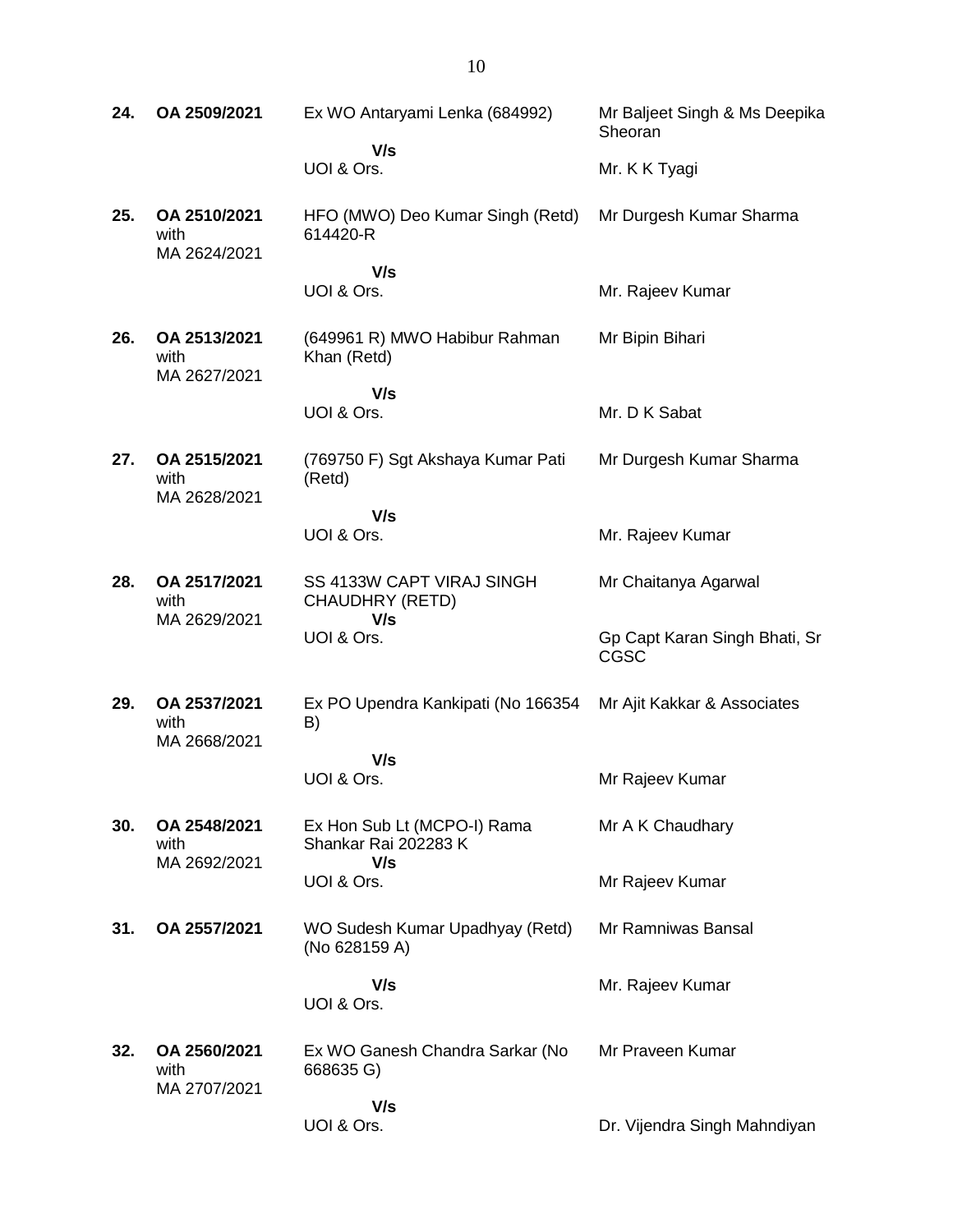| | | | |
|---|---|---|---|
| **24.** | **OA 2509/2021** | Ex WO Antaryami Lenka (684992)<br>**V/s**<br>UOI & Ors. | Mr Baljeet Singh & Ms Deepika Sheoran<br><br>Mr. K K Tyagi |
| **25.** | **OA 2510/2021** with MA 2624/2021 | HFO (MWO) Deo Kumar Singh (Retd) 614420-R<br>**V/s**<br>UOI & Ors. | Mr Durgesh Kumar Sharma<br><br>Mr. Rajeev Kumar |
| **26.** | **OA 2513/2021** with MA 2627/2021 | (649961 R) MWO Habibur Rahman Khan (Retd)<br>**V/s**<br>UOI & Ors. | Mr Bipin Bihari<br><br>Mr. D K Sabat |
| **27.** | **OA 2515/2021** with MA 2628/2021 | (769750 F) Sgt Akshaya Kumar Pati (Retd)<br>**V/s**<br>UOI & Ors. | Mr Durgesh Kumar Sharma<br><br>Mr. Rajeev Kumar |
| **28.** | **OA 2517/2021** with MA 2629/2021 | SS 4133W CAPT VIRAJ SINGH CHAUDHRY (RETD)<br>**V/s**<br>UOI & Ors. | Mr Chaitanya Agarwal<br><br>Gp Capt Karan Singh Bhati, Sr CGSC |
| **29.** | **OA 2537/2021** with MA 2668/2021 | Ex PO Upendra Kankipati (No 166354 B)<br>**V/s**<br>UOI & Ors. | Mr Ajit Kakkar & Associates<br><br>Mr Rajeev Kumar |
| **30.** | **OA 2548/2021** with MA 2692/2021 | Ex Hon Sub Lt (MCPO-I) Rama Shankar Rai 202283 K<br>**V/s**<br>UOI & Ors. | Mr A K Chaudhary<br><br>Mr Rajeev Kumar |
| **31.** | **OA 2557/2021** | WO Sudesh Kumar Upadhyay (Retd) (No 628159 A)<br>**V/s**<br>UOI & Ors. | Mr Ramniwas Bansal<br><br>Mr. Rajeev Kumar |
| **32.** | **OA 2560/2021** with MA 2707/2021 | Ex WO Ganesh Chandra Sarkar (No 668635 G)<br>**V/s**<br>UOI & Ors. | Mr Praveen Kumar<br><br>Dr. Vijendra Singh Mahndiyan |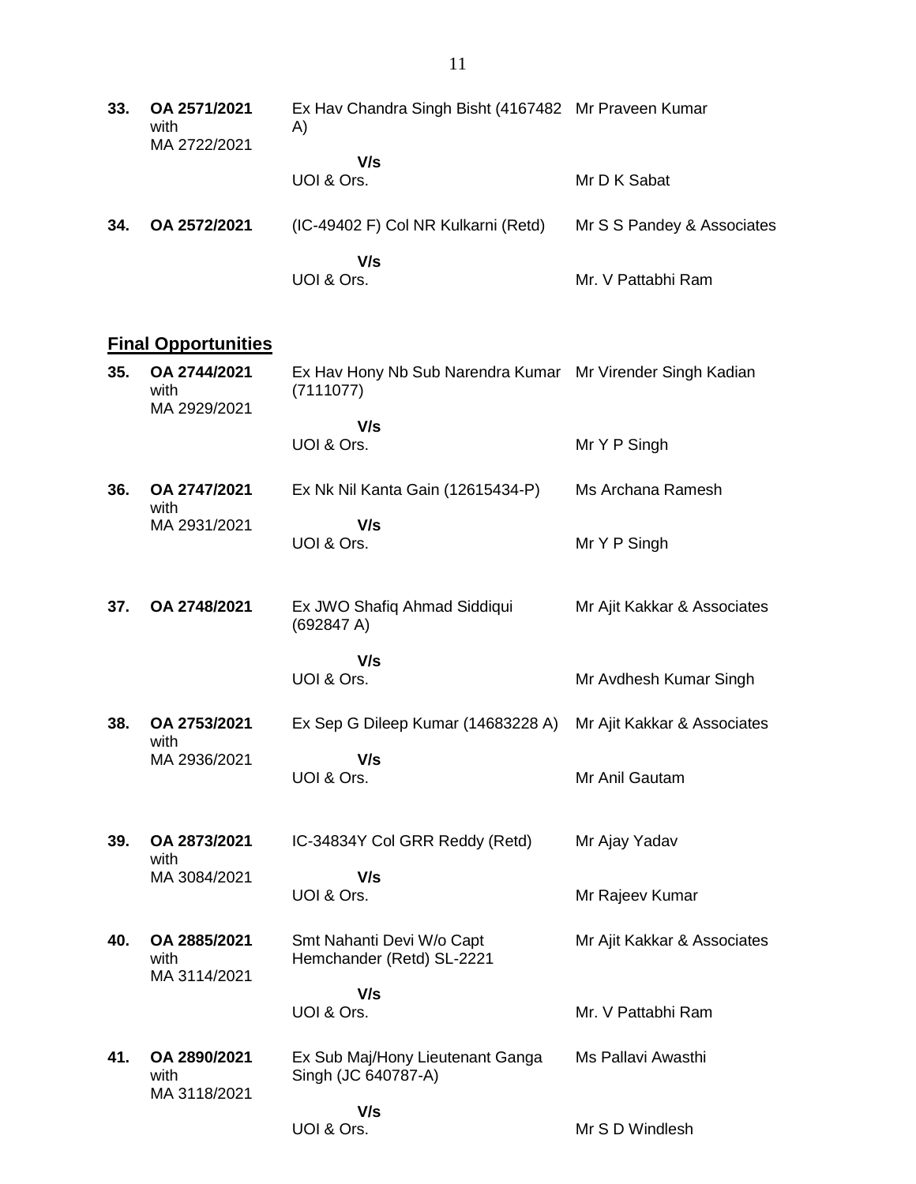| | | | |
|---|---|---|---|
| **33.** | **OA 2571/2021** with MA 2722/2021 | Ex Hav Chandra Singh Bisht (4167482 A)<br>**V/s**<br>UOI & Ors. | Mr Praveen Kumar<br><br>Mr D K Sabat |
| **34.** | **OA 2572/2021** | (IC-49402 F) Col NR Kulkarni (Retd)<br>**V/s**<br>UOI & Ors. | Mr S S Pandey & Associates<br><br>Mr. V Pattabhi Ram |

**Final Opportunities**

| | | | |
|---|---|---|---|
| **35.** | **OA 2744/2021** with MA 2929/2021 | Ex Hav Hony Nb Sub Narendra Kumar (7111077)<br>**V/s**<br>UOI & Ors. | Mr Virender Singh Kadian<br><br>Mr Y P Singh |
| **36.** | **OA 2747/2021** with MA 2931/2021 | Ex Nk Nil Kanta Gain (12615434-P)<br>**V/s**<br>UOI & Ors. | Ms Archana Ramesh<br><br>Mr Y P Singh |
| **37.** | **OA 2748/2021** | Ex JWO Shafiq Ahmad Siddiqui (692847 A)<br>**V/s**<br>UOI & Ors. | Mr Ajit Kakkar & Associates<br><br>Mr Avdhesh Kumar Singh |
| **38.** | **OA 2753/2021** with MA 2936/2021 | Ex Sep G Dileep Kumar (14683228 A)<br>**V/s**<br>UOI & Ors. | Mr Ajit Kakkar & Associates<br><br>Mr Anil Gautam |
| **39.** | **OA 2873/2021** with MA 3084/2021 | IC-34834Y Col GRR Reddy (Retd)<br>**V/s**<br>UOI & Ors. | Mr Ajay Yadav<br><br>Mr Rajeev Kumar |
| **40.** | **OA 2885/2021** with MA 3114/2021 | Smt Nahanti Devi W/o Capt Hemchander (Retd) SL-2221<br>**V/s**<br>UOI & Ors. | Mr Ajit Kakkar & Associates<br><br>Mr. V Pattabhi Ram |
| **41.** | **OA 2890/2021** with MA 3118/2021 | Ex Sub Maj/Hony Lieutenant Ganga Singh (JC 640787-A)<br>**V/s**<br>UOI & Ors. | Ms Pallavi Awasthi<br><br>Mr S D Windlesh |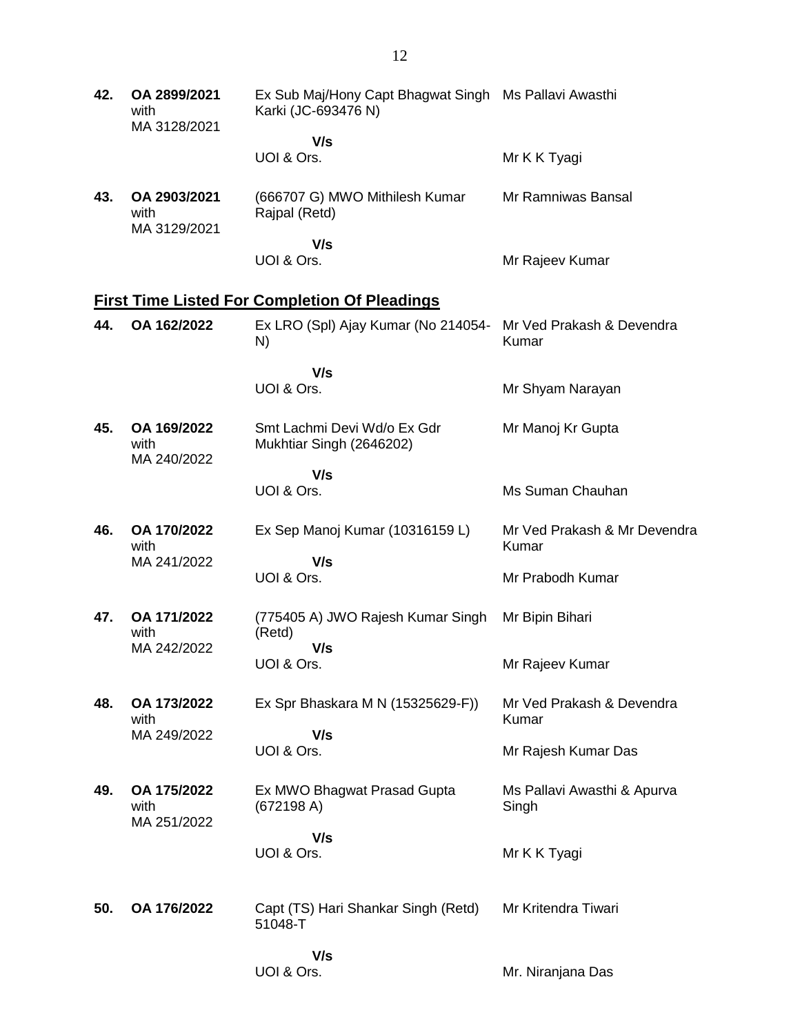| | | | |
|---|---|---|---|
| **42.** | **OA 2899/2021** with MA 3128/2021 | Ex Sub Maj/Hony Capt Bhagwat Singh Karki (JC-693476 N) | Ms Pallavi Awasthi |
| | | **V/s** UOI & Ors. | Mr K K Tyagi |
| **43.** | **OA 2903/2021** with MA 3129/2021 | (666707 G) MWO Mithilesh Kumar Rajpal (Retd) | Mr Ramniwas Bansal |
| | | **V/s** UOI & Ors. | Mr Rajeev Kumar |

## **First Time Listed For Completion Of Pleadings**

| | | | |
|---|---|---|---|
| **44.** | **OA 162/2022** | Ex LRO (Spl) Ajay Kumar (No 214054-N) | Mr Ved Prakash & Devendra Kumar |
| | | **V/s** UOI & Ors. | Mr Shyam Narayan |
| **45.** | **OA 169/2022** with MA 240/2022 | Smt Lachmi Devi Wd/o Ex Gdr Mukhtiar Singh (2646202) | Mr Manoj Kr Gupta |
| | | **V/s** UOI & Ors. | Ms Suman Chauhan |
| **46.** | **OA 170/2022** with MA 241/2022 | Ex Sep Manoj Kumar (10316159 L) | Mr Ved Prakash & Mr Devendra Kumar |
| | | **V/s** UOI & Ors. | Mr Prabodh Kumar |
| **47.** | **OA 171/2022** with MA 242/2022 | (775405 A) JWO Rajesh Kumar Singh (Retd) | Mr Bipin Bihari |
| | | **V/s** UOI & Ors. | Mr Rajeev Kumar |
| **48.** | **OA 173/2022** with MA 249/2022 | Ex Spr Bhaskara M N (15325629-F)) | Mr Ved Prakash & Devendra Kumar |
| | | **V/s** UOI & Ors. | Mr Rajesh Kumar Das |
| **49.** | **OA 175/2022** with MA 251/2022 | Ex MWO Bhagwat Prasad Gupta (672198 A) | Ms Pallavi Awasthi & Apurva Singh |
| | | **V/s** UOI & Ors. | Mr K K Tyagi |
| **50.** | **OA 176/2022** | Capt (TS) Hari Shankar Singh (Retd) 51048-T | Mr Kritendra Tiwari |
| | | **V/s** UOI & Ors. | Mr. Niranjana Das |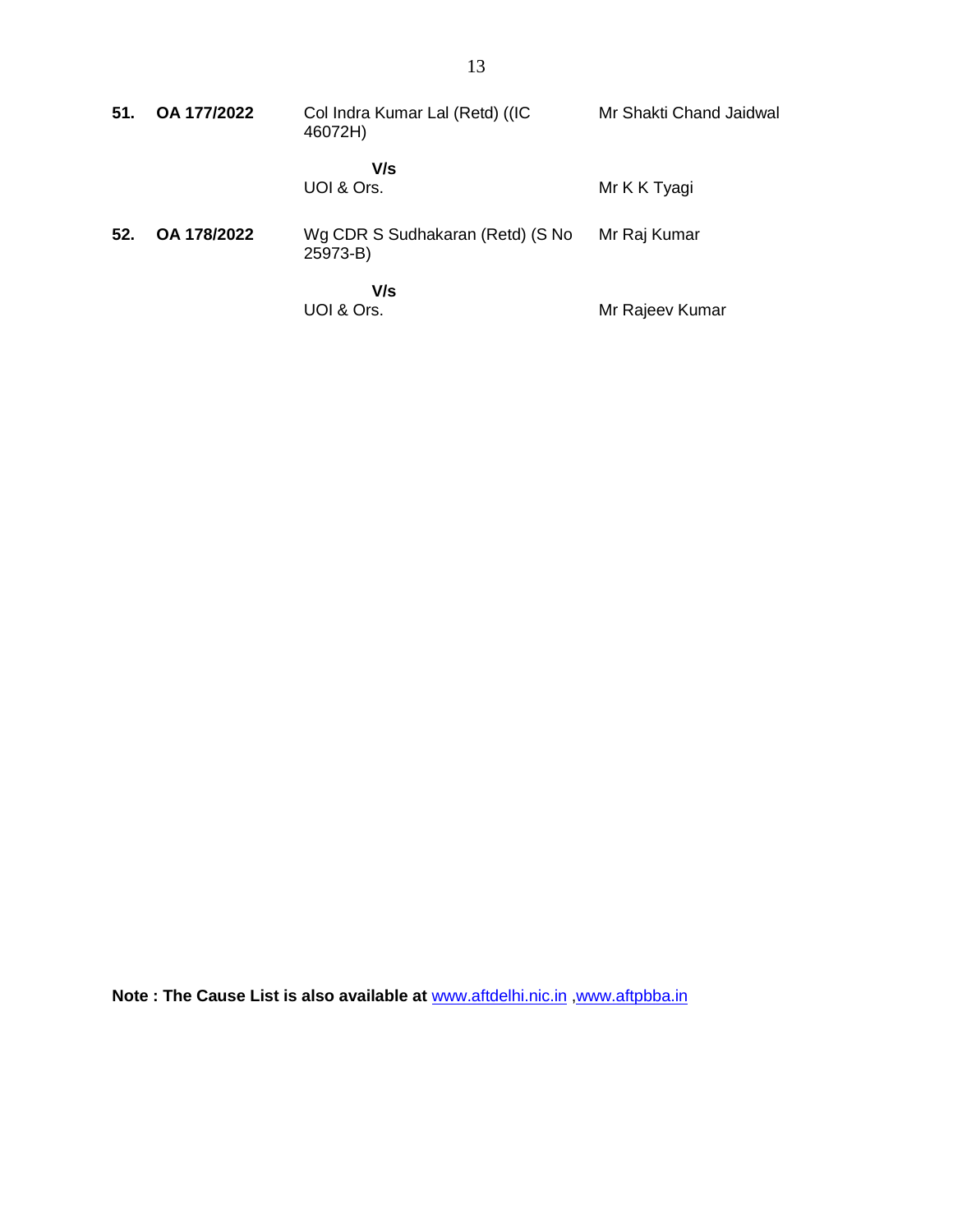| | | | |
|---|---|---|---|
| **51.** | **OA 177/2022** | Col Indra Kumar Lal (Retd) ((IC 46072H)<br><br>**V/s**<br>UOI & Ors. | Mr Shakti Chand Jaidwal<br><br><br>Mr K K Tyagi |
| **52.** | **OA 178/2022** | Wg CDR S Sudhakaran (Retd) (S No 25973-B)<br><br>**V/s**<br>UOI & Ors. | Mr Raj Kumar<br><br><br>Mr Rajeev Kumar |

**Note : The Cause List is also available at** [www.aftdelhi.nic.in](http://www.aftdelhi.nic.in) ,[www.aftpbba.in](http://www.aftpbba.in)